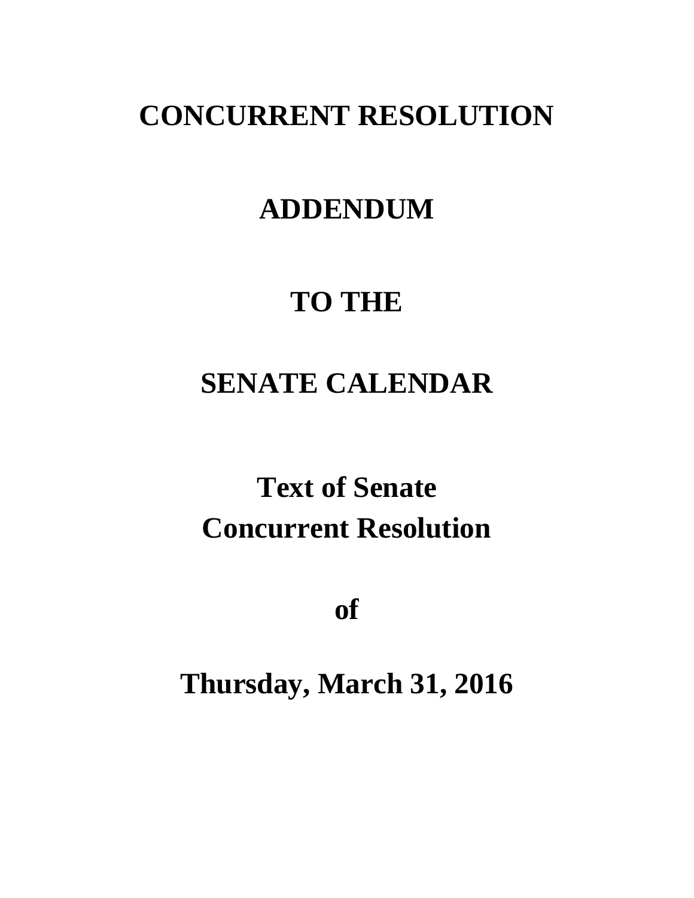# CONCURRENT RESOLUTION

# ADDENDUM

# TO THE

# SENATE CALENDAR

## Text of Senate Concurrent Resolution

## of

## Thursday, March 31, 2016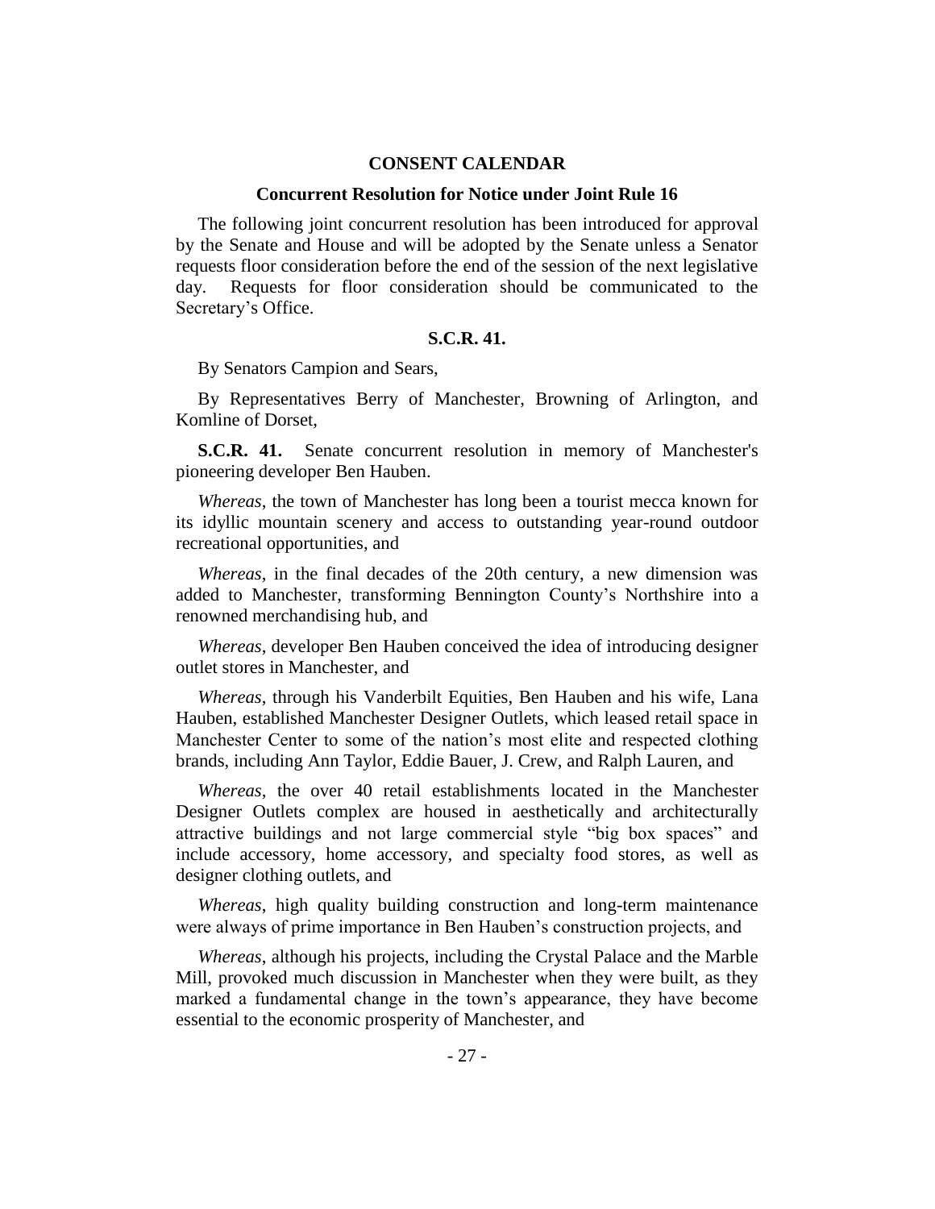## CONSENT CALENDAR

### Concurrent Resolution for Notice under Joint Rule 16

The following joint concurrent resolution has been introduced for approval by the Senate and House and will be adopted by the Senate unless a Senator requests floor consideration before the end of the session of the next legislative day. Requests for floor consideration should be communicated to the Secretary's Office.

### S.C.R. 41.

By Senators Campion and Sears,

By Representatives Berry of Manchester, Browning of Arlington, and Komline of Dorset,

**S.C.R. 41.** Senate concurrent resolution in memory of Manchester's pioneering developer Ben Hauben.

*Whereas*, the town of Manchester has long been a tourist mecca known for its idyllic mountain scenery and access to outstanding year-round outdoor recreational opportunities, and

*Whereas*, in the final decades of the 20th century, a new dimension was added to Manchester, transforming Bennington County's Northshire into a renowned merchandising hub, and

*Whereas*, developer Ben Hauben conceived the idea of introducing designer outlet stores in Manchester, and

*Whereas*, through his Vanderbilt Equities, Ben Hauben and his wife, Lana Hauben, established Manchester Designer Outlets, which leased retail space in Manchester Center to some of the nation's most elite and respected clothing brands, including Ann Taylor, Eddie Bauer, J. Crew, and Ralph Lauren, and

*Whereas*, the over 40 retail establishments located in the Manchester Designer Outlets complex are housed in aesthetically and architecturally attractive buildings and not large commercial style "big box spaces" and include accessory, home accessory, and specialty food stores, as well as designer clothing outlets, and

*Whereas*, high quality building construction and long-term maintenance were always of prime importance in Ben Hauben's construction projects, and

*Whereas*, although his projects, including the Crystal Palace and the Marble Mill, provoked much discussion in Manchester when they were built, as they marked a fundamental change in the town's appearance, they have become essential to the economic prosperity of Manchester, and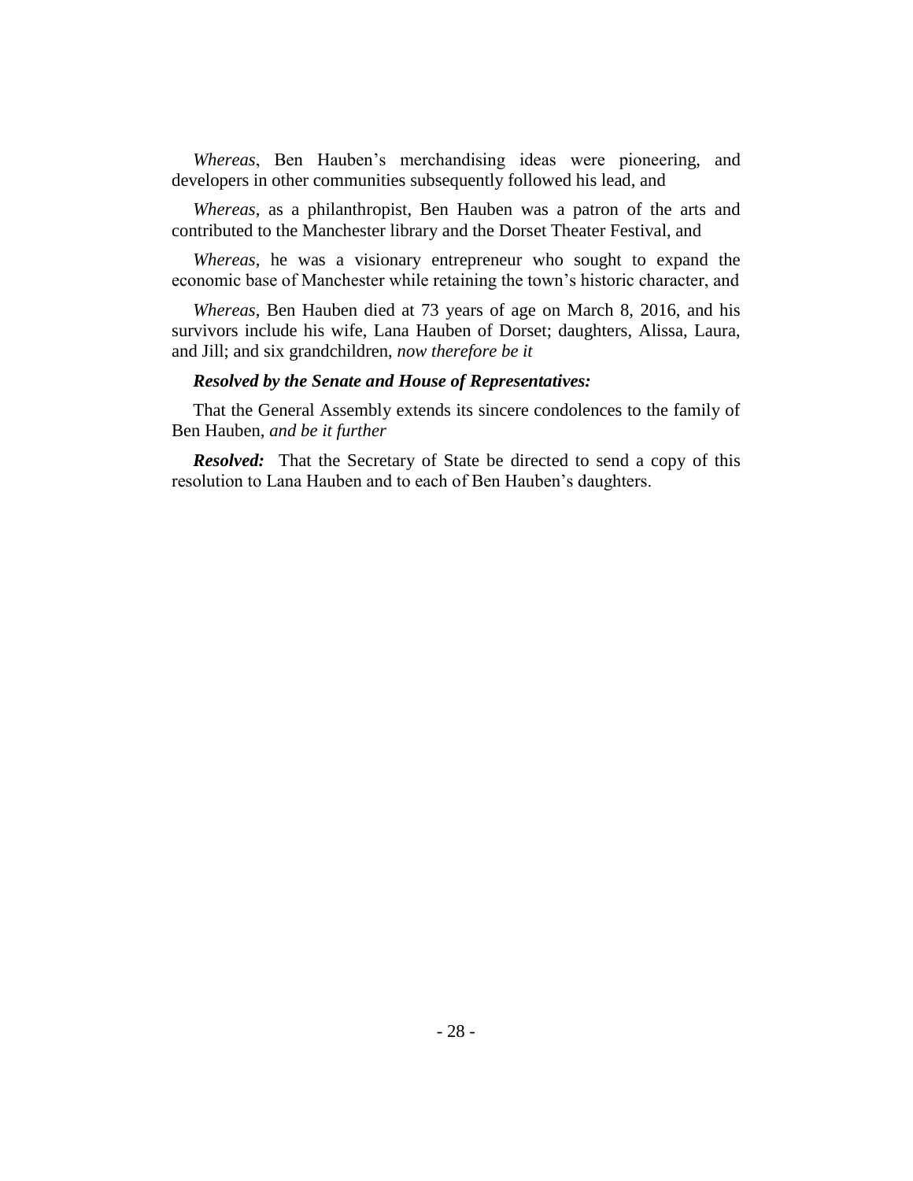*Whereas*, Ben Hauben's merchandising ideas were pioneering, and developers in other communities subsequently followed his lead, and

*Whereas*, as a philanthropist, Ben Hauben was a patron of the arts and contributed to the Manchester library and the Dorset Theater Festival, and

*Whereas*, he was a visionary entrepreneur who sought to expand the economic base of Manchester while retaining the town's historic character, and

*Whereas*, Ben Hauben died at 73 years of age on March 8, 2016, and his survivors include his wife, Lana Hauben of Dorset; daughters, Alissa, Laura, and Jill; and six grandchildren, *now therefore be it*

***Resolved by the Senate and House of Representatives:***

That the General Assembly extends its sincere condolences to the family of Ben Hauben, *and be it further*

***Resolved:*** That the Secretary of State be directed to send a copy of this resolution to Lana Hauben and to each of Ben Hauben's daughters.